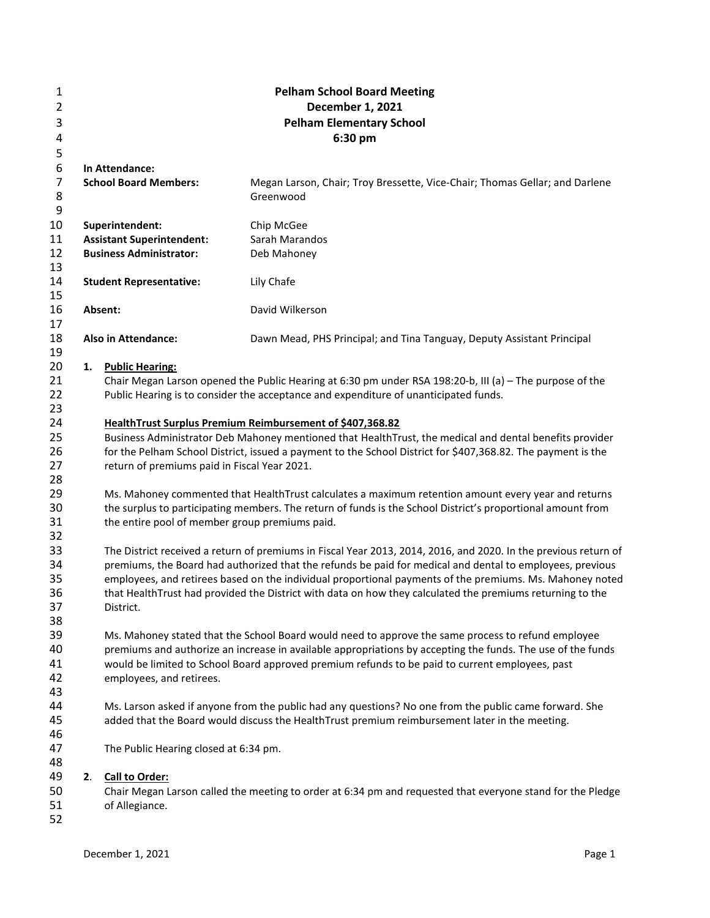# Pelham School Board Meeting
## December 1, 2021
## Pelham Elementary School
## 6:30 pm

**In Attendance:**

| | |
|---|---|
| **School Board Members:** | Megan Larson, Chair; Troy Bressette, Vice-Chair; Thomas Gellar; and Darlene Greenwood |
| **Superintendent:** | Chip McGee |
| **Assistant Superintendent:** | Sarah Marandos |
| **Business Administrator:** | Deb Mahoney |
| **Student Representative:** | Lily Chafe |
| **Absent:** | David Wilkerson |
| **Also in Attendance:** | Dawn Mead, PHS Principal; and Tina Tanguay, Deputy Assistant Principal |

**1. Public Hearing:**

Chair Megan Larson opened the Public Hearing at 6:30 pm under RSA 198:20-b, III (a) – The purpose of the Public Hearing is to consider the acceptance and expenditure of unanticipated funds.

**HealthTrust Surplus Premium Reimbursement of $407,368.82**

Business Administrator Deb Mahoney mentioned that HealthTrust, the medical and dental benefits provider for the Pelham School District, issued a payment to the School District for $407,368.82. The payment is the return of premiums paid in Fiscal Year 2021.

Ms. Mahoney commented that HealthTrust calculates a maximum retention amount every year and returns the surplus to participating members. The return of funds is the School District's proportional amount from the entire pool of member group premiums paid.

The District received a return of premiums in Fiscal Year 2013, 2014, 2016, and 2020. In the previous return of premiums, the Board had authorized that the refunds be paid for medical and dental to employees, previous employees, and retirees based on the individual proportional payments of the premiums. Ms. Mahoney noted that HealthTrust had provided the District with data on how they calculated the premiums returning to the District.

Ms. Mahoney stated that the School Board would need to approve the same process to refund employee premiums and authorize an increase in available appropriations by accepting the funds. The use of the funds would be limited to School Board approved premium refunds to be paid to current employees, past employees, and retirees.

Ms. Larson asked if anyone from the public had any questions? No one from the public came forward. She added that the Board would discuss the HealthTrust premium reimbursement later in the meeting.

The Public Hearing closed at 6:34 pm.

**2. Call to Order:**

Chair Megan Larson called the meeting to order at 6:34 pm and requested that everyone stand for the Pledge of Allegiance.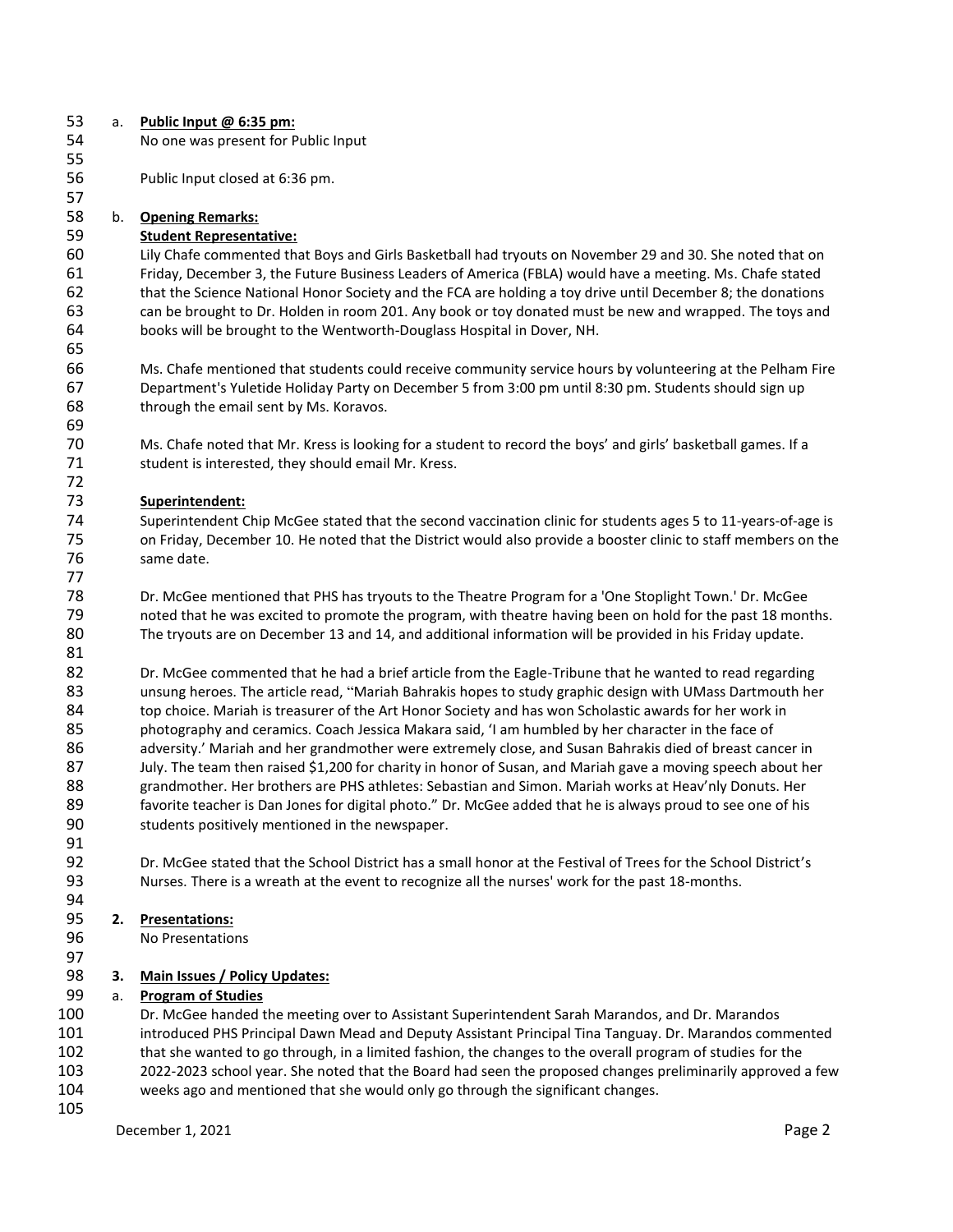a. **Public Input @ 6:35 pm:**

No one was present for Public Input

Public Input closed at 6:36 pm.

b. **Opening Remarks:**

**Student Representative:**

Lily Chafe commented that Boys and Girls Basketball had tryouts on November 29 and 30. She noted that on Friday, December 3, the Future Business Leaders of America (FBLA) would have a meeting. Ms. Chafe stated that the Science National Honor Society and the FCA are holding a toy drive until December 8; the donations can be brought to Dr. Holden in room 201. Any book or toy donated must be new and wrapped. The toys and books will be brought to the Wentworth-Douglass Hospital in Dover, NH.

Ms. Chafe mentioned that students could receive community service hours by volunteering at the Pelham Fire Department's Yuletide Holiday Party on December 5 from 3:00 pm until 8:30 pm. Students should sign up through the email sent by Ms. Koravos.

Ms. Chafe noted that Mr. Kress is looking for a student to record the boys' and girls' basketball games. If a student is interested, they should email Mr. Kress.

**Superintendent:**

Superintendent Chip McGee stated that the second vaccination clinic for students ages 5 to 11-years-of-age is on Friday, December 10. He noted that the District would also provide a booster clinic to staff members on the same date.

Dr. McGee mentioned that PHS has tryouts to the Theatre Program for a 'One Stoplight Town.' Dr. McGee noted that he was excited to promote the program, with theatre having been on hold for the past 18 months. The tryouts are on December 13 and 14, and additional information will be provided in his Friday update.

Dr. McGee commented that he had a brief article from the Eagle-Tribune that he wanted to read regarding unsung heroes. The article read, "Mariah Bahrakis hopes to study graphic design with UMass Dartmouth her top choice. Mariah is treasurer of the Art Honor Society and has won Scholastic awards for her work in photography and ceramics. Coach Jessica Makara said, 'I am humbled by her character in the face of adversity.' Mariah and her grandmother were extremely close, and Susan Bahrakis died of breast cancer in July. The team then raised $1,200 for charity in honor of Susan, and Mariah gave a moving speech about her grandmother. Her brothers are PHS athletes: Sebastian and Simon. Mariah works at Heav'nly Donuts. Her favorite teacher is Dan Jones for digital photo." Dr. McGee added that he is always proud to see one of his students positively mentioned in the newspaper.

Dr. McGee stated that the School District has a small honor at the Festival of Trees for the School District's Nurses. There is a wreath at the event to recognize all the nurses' work for the past 18-months.

**2. Presentations:**

No Presentations

**3. Main Issues / Policy Updates:**

a. **Program of Studies**

Dr. McGee handed the meeting over to Assistant Superintendent Sarah Marandos, and Dr. Marandos introduced PHS Principal Dawn Mead and Deputy Assistant Principal Tina Tanguay. Dr. Marandos commented that she wanted to go through, in a limited fashion, the changes to the overall program of studies for the 2022-2023 school year. She noted that the Board had seen the proposed changes preliminarily approved a few weeks ago and mentioned that she would only go through the significant changes.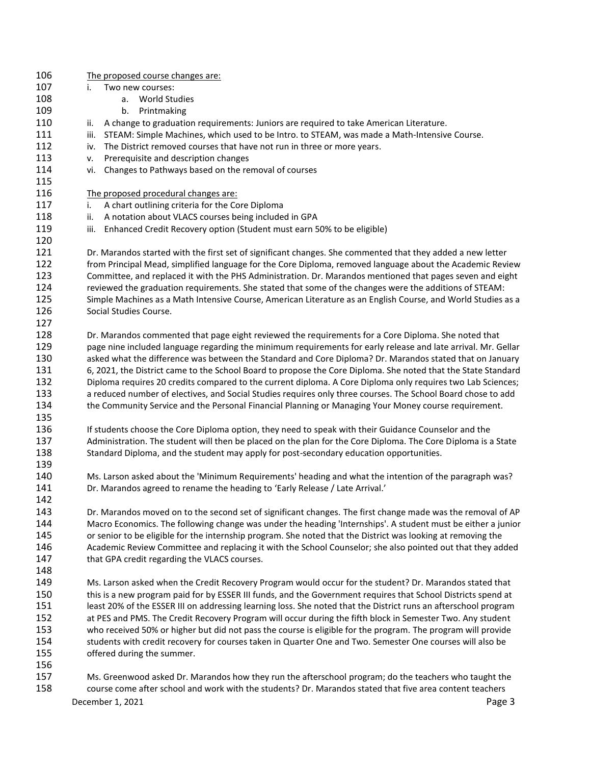The proposed course changes are:

i. Two new courses:
   a. World Studies
   b. Printmaking
ii. A change to graduation requirements: Juniors are required to take American Literature.
iii. STEAM: Simple Machines, which used to be Intro. to STEAM, was made a Math-Intensive Course.
iv. The District removed courses that have not run in three or more years.
v. Prerequisite and description changes
vi. Changes to Pathways based on the removal of courses

The proposed procedural changes are:

i. A chart outlining criteria for the Core Diploma
ii. A notation about VLACS courses being included in GPA
iii. Enhanced Credit Recovery option (Student must earn 50% to be eligible)

Dr. Marandos started with the first set of significant changes. She commented that they added a new letter from Principal Mead, simplified language for the Core Diploma, removed language about the Academic Review Committee, and replaced it with the PHS Administration. Dr. Marandos mentioned that pages seven and eight reviewed the graduation requirements. She stated that some of the changes were the additions of STEAM: Simple Machines as a Math Intensive Course, American Literature as an English Course, and World Studies as a Social Studies Course.

Dr. Marandos commented that page eight reviewed the requirements for a Core Diploma. She noted that page nine included language regarding the minimum requirements for early release and late arrival. Mr. Gellar asked what the difference was between the Standard and Core Diploma? Dr. Marandos stated that on January 6, 2021, the District came to the School Board to propose the Core Diploma. She noted that the State Standard Diploma requires 20 credits compared to the current diploma. A Core Diploma only requires two Lab Sciences; a reduced number of electives, and Social Studies requires only three courses. The School Board chose to add the Community Service and the Personal Financial Planning or Managing Your Money course requirement.

If students choose the Core Diploma option, they need to speak with their Guidance Counselor and the Administration. The student will then be placed on the plan for the Core Diploma. The Core Diploma is a State Standard Diploma, and the student may apply for post-secondary education opportunities.

Ms. Larson asked about the 'Minimum Requirements' heading and what the intention of the paragraph was? Dr. Marandos agreed to rename the heading to 'Early Release / Late Arrival.'

Dr. Marandos moved on to the second set of significant changes. The first change made was the removal of AP Macro Economics. The following change was under the heading 'Internships'. A student must be either a junior or senior to be eligible for the internship program. She noted that the District was looking at removing the Academic Review Committee and replacing it with the School Counselor; she also pointed out that they added that GPA credit regarding the VLACS courses.

Ms. Larson asked when the Credit Recovery Program would occur for the student? Dr. Marandos stated that this is a new program paid for by ESSER III funds, and the Government requires that School Districts spend at least 20% of the ESSER III on addressing learning loss. She noted that the District runs an afterschool program at PES and PMS. The Credit Recovery Program will occur during the fifth block in Semester Two. Any student who received 50% or higher but did not pass the course is eligible for the program. The program will provide students with credit recovery for courses taken in Quarter One and Two. Semester One courses will also be offered during the summer.

Ms. Greenwood asked Dr. Marandos how they run the afterschool program; do the teachers who taught the course come after school and work with the students? Dr. Marandos stated that five area content teachers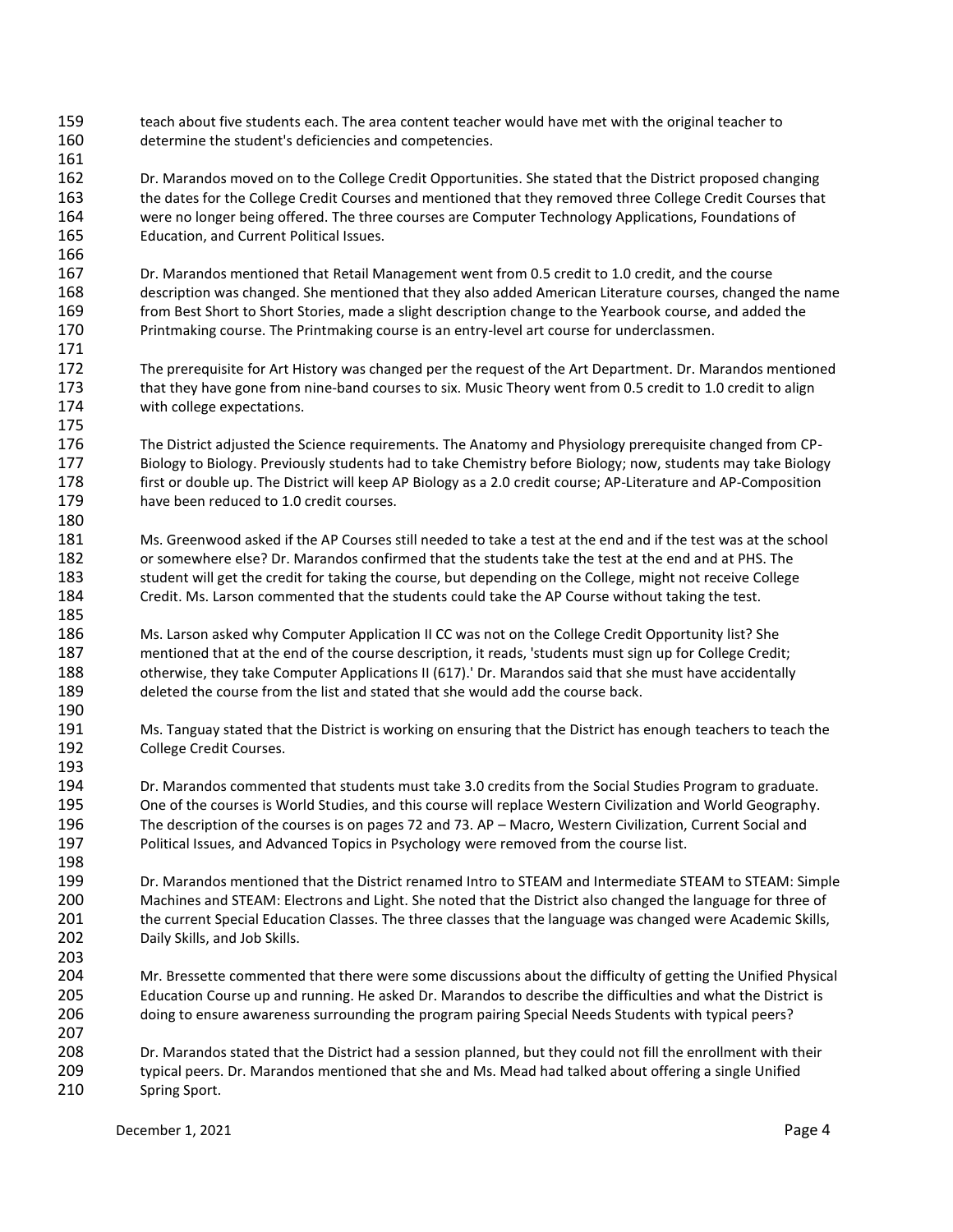teach about five students each. The area content teacher would have met with the original teacher to determine the student's deficiencies and competencies.

Dr. Marandos moved on to the College Credit Opportunities. She stated that the District proposed changing the dates for the College Credit Courses and mentioned that they removed three College Credit Courses that were no longer being offered. The three courses are Computer Technology Applications, Foundations of Education, and Current Political Issues.

Dr. Marandos mentioned that Retail Management went from 0.5 credit to 1.0 credit, and the course description was changed. She mentioned that they also added American Literature courses, changed the name from Best Short to Short Stories, made a slight description change to the Yearbook course, and added the Printmaking course. The Printmaking course is an entry-level art course for underclassmen.

The prerequisite for Art History was changed per the request of the Art Department. Dr. Marandos mentioned that they have gone from nine-band courses to six. Music Theory went from 0.5 credit to 1.0 credit to align with college expectations.

The District adjusted the Science requirements. The Anatomy and Physiology prerequisite changed from CP-Biology to Biology. Previously students had to take Chemistry before Biology; now, students may take Biology first or double up. The District will keep AP Biology as a 2.0 credit course; AP-Literature and AP-Composition have been reduced to 1.0 credit courses.

Ms. Greenwood asked if the AP Courses still needed to take a test at the end and if the test was at the school or somewhere else? Dr. Marandos confirmed that the students take the test at the end and at PHS. The student will get the credit for taking the course, but depending on the College, might not receive College Credit. Ms. Larson commented that the students could take the AP Course without taking the test.

Ms. Larson asked why Computer Application II CC was not on the College Credit Opportunity list? She mentioned that at the end of the course description, it reads, 'students must sign up for College Credit; otherwise, they take Computer Applications II (617).' Dr. Marandos said that she must have accidentally deleted the course from the list and stated that she would add the course back.

Ms. Tanguay stated that the District is working on ensuring that the District has enough teachers to teach the College Credit Courses.

Dr. Marandos commented that students must take 3.0 credits from the Social Studies Program to graduate. One of the courses is World Studies, and this course will replace Western Civilization and World Geography. The description of the courses is on pages 72 and 73. AP – Macro, Western Civilization, Current Social and Political Issues, and Advanced Topics in Psychology were removed from the course list.

Dr. Marandos mentioned that the District renamed Intro to STEAM and Intermediate STEAM to STEAM: Simple Machines and STEAM: Electrons and Light. She noted that the District also changed the language for three of the current Special Education Classes. The three classes that the language was changed were Academic Skills, Daily Skills, and Job Skills.

Mr. Bressette commented that there were some discussions about the difficulty of getting the Unified Physical Education Course up and running. He asked Dr. Marandos to describe the difficulties and what the District is doing to ensure awareness surrounding the program pairing Special Needs Students with typical peers?

Dr. Marandos stated that the District had a session planned, but they could not fill the enrollment with their typical peers. Dr. Marandos mentioned that she and Ms. Mead had talked about offering a single Unified Spring Sport.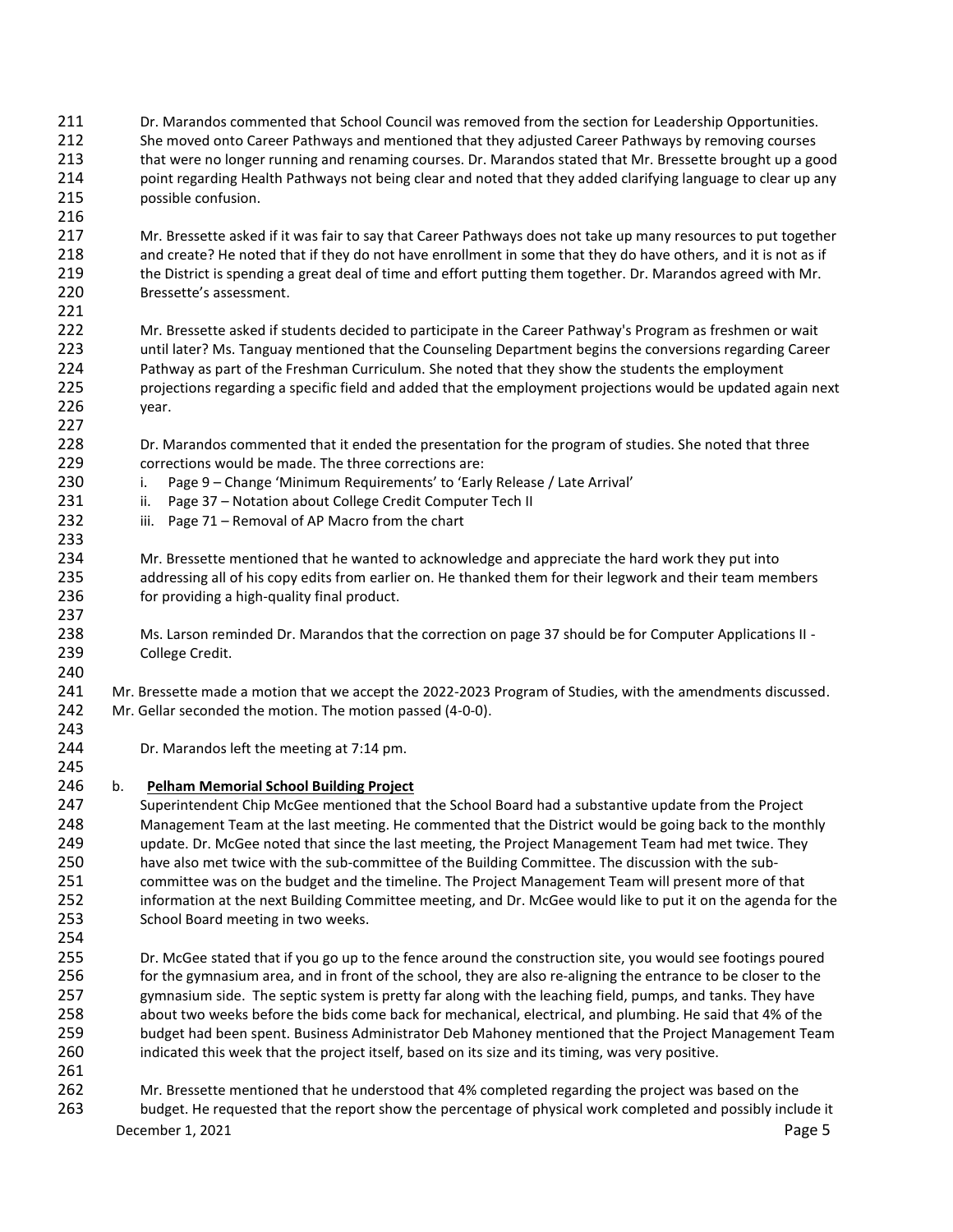Dr. Marandos commented that School Council was removed from the section for Leadership Opportunities. She moved onto Career Pathways and mentioned that they adjusted Career Pathways by removing courses that were no longer running and renaming courses. Dr. Marandos stated that Mr. Bressette brought up a good point regarding Health Pathways not being clear and noted that they added clarifying language to clear up any possible confusion.

Mr. Bressette asked if it was fair to say that Career Pathways does not take up many resources to put together and create? He noted that if they do not have enrollment in some that they do have others, and it is not as if the District is spending a great deal of time and effort putting them together. Dr. Marandos agreed with Mr. Bressette's assessment.

Mr. Bressette asked if students decided to participate in the Career Pathway's Program as freshmen or wait until later? Ms. Tanguay mentioned that the Counseling Department begins the conversions regarding Career Pathway as part of the Freshman Curriculum. She noted that they show the students the employment projections regarding a specific field and added that the employment projections would be updated again next year.

Dr. Marandos commented that it ended the presentation for the program of studies. She noted that three corrections would be made. The three corrections are:

i. Page 9 – Change 'Minimum Requirements' to 'Early Release / Late Arrival'
ii. Page 37 – Notation about College Credit Computer Tech II
iii. Page 71 – Removal of AP Macro from the chart

Mr. Bressette mentioned that he wanted to acknowledge and appreciate the hard work they put into addressing all of his copy edits from earlier on. He thanked them for their legwork and their team members for providing a high-quality final product.

Ms. Larson reminded Dr. Marandos that the correction on page 37 should be for Computer Applications II - College Credit.

Mr. Bressette made a motion that we accept the 2022-2023 Program of Studies, with the amendments discussed. Mr. Gellar seconded the motion. The motion passed (4-0-0).

Dr. Marandos left the meeting at 7:14 pm.

b. **Pelham Memorial School Building Project**

Superintendent Chip McGee mentioned that the School Board had a substantive update from the Project Management Team at the last meeting. He commented that the District would be going back to the monthly update. Dr. McGee noted that since the last meeting, the Project Management Team had met twice. They have also met twice with the sub-committee of the Building Committee. The discussion with the sub-committee was on the budget and the timeline. The Project Management Team will present more of that information at the next Building Committee meeting, and Dr. McGee would like to put it on the agenda for the School Board meeting in two weeks.

Dr. McGee stated that if you go up to the fence around the construction site, you would see footings poured for the gymnasium area, and in front of the school, they are also re-aligning the entrance to be closer to the gymnasium side. The septic system is pretty far along with the leaching field, pumps, and tanks. They have about two weeks before the bids come back for mechanical, electrical, and plumbing. He said that 4% of the budget had been spent. Business Administrator Deb Mahoney mentioned that the Project Management Team indicated this week that the project itself, based on its size and its timing, was very positive.

Mr. Bressette mentioned that he understood that 4% completed regarding the project was based on the budget. He requested that the report show the percentage of physical work completed and possibly include it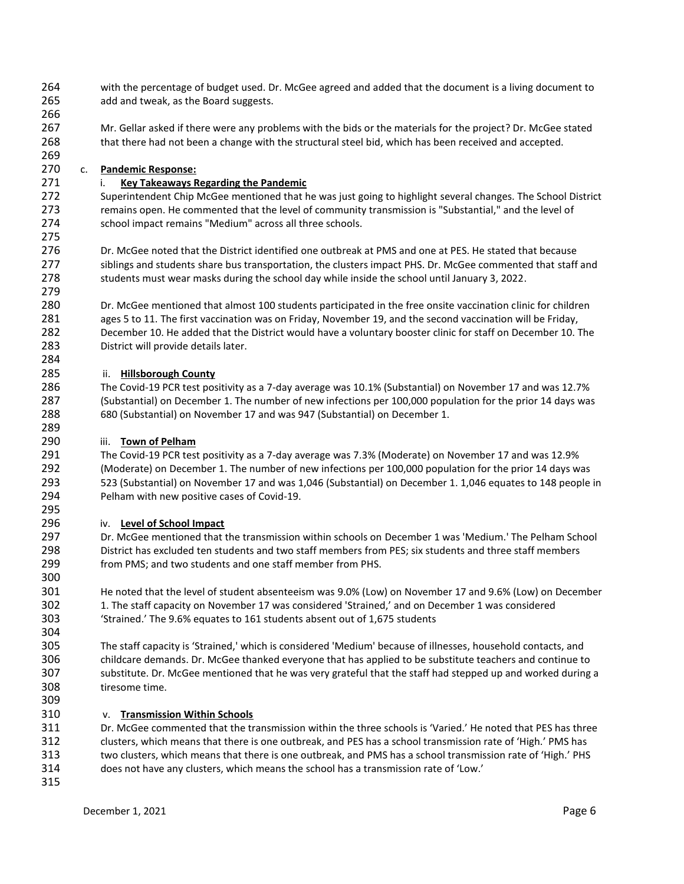with the percentage of budget used. Dr. McGee agreed and added that the document is a living document to add and tweak, as the Board suggests.

Mr. Gellar asked if there were any problems with the bids or the materials for the project? Dr. McGee stated that there had not been a change with the structural steel bid, which has been received and accepted.

c. **Pandemic Response:**

i. **Key Takeaways Regarding the Pandemic**

Superintendent Chip McGee mentioned that he was just going to highlight several changes. The School District remains open. He commented that the level of community transmission is "Substantial," and the level of school impact remains "Medium" across all three schools.

Dr. McGee noted that the District identified one outbreak at PMS and one at PES. He stated that because siblings and students share bus transportation, the clusters impact PHS. Dr. McGee commented that staff and students must wear masks during the school day while inside the school until January 3, 2022.

Dr. McGee mentioned that almost 100 students participated in the free onsite vaccination clinic for children ages 5 to 11. The first vaccination was on Friday, November 19, and the second vaccination will be Friday, December 10. He added that the District would have a voluntary booster clinic for staff on December 10. The District will provide details later.

ii. **Hillsborough County**

The Covid-19 PCR test positivity as a 7-day average was 10.1% (Substantial) on November 17 and was 12.7% (Substantial) on December 1. The number of new infections per 100,000 population for the prior 14 days was 680 (Substantial) on November 17 and was 947 (Substantial) on December 1.

iii. **Town of Pelham**

The Covid-19 PCR test positivity as a 7-day average was 7.3% (Moderate) on November 17 and was 12.9% (Moderate) on December 1. The number of new infections per 100,000 population for the prior 14 days was 523 (Substantial) on November 17 and was 1,046 (Substantial) on December 1. 1,046 equates to 148 people in Pelham with new positive cases of Covid-19.

iv. **Level of School Impact**

Dr. McGee mentioned that the transmission within schools on December 1 was 'Medium.' The Pelham School District has excluded ten students and two staff members from PES; six students and three staff members from PMS; and two students and one staff member from PHS.

He noted that the level of student absenteeism was 9.0% (Low) on November 17 and 9.6% (Low) on December 1. The staff capacity on November 17 was considered 'Strained,' and on December 1 was considered 'Strained.' The 9.6% equates to 161 students absent out of 1,675 students

The staff capacity is 'Strained,' which is considered 'Medium' because of illnesses, household contacts, and childcare demands. Dr. McGee thanked everyone that has applied to be substitute teachers and continue to substitute. Dr. McGee mentioned that he was very grateful that the staff had stepped up and worked during a tiresome time.

v. **Transmission Within Schools**

Dr. McGee commented that the transmission within the three schools is 'Varied.' He noted that PES has three clusters, which means that there is one outbreak, and PES has a school transmission rate of 'High.' PMS has two clusters, which means that there is one outbreak, and PMS has a school transmission rate of 'High.' PHS does not have any clusters, which means the school has a transmission rate of 'Low.'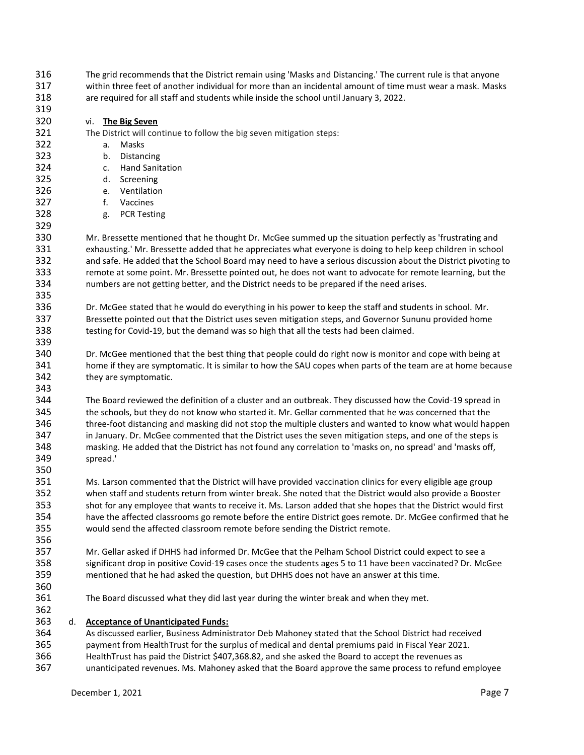The grid recommends that the District remain using 'Masks and Distancing.' The current rule is that anyone within three feet of another individual for more than an incidental amount of time must wear a mask. Masks are required for all staff and students while inside the school until January 3, 2022.

vi. **The Big Seven**

The District will continue to follow the big seven mitigation steps:

a. Masks
b. Distancing
c. Hand Sanitation
d. Screening
e. Ventilation
f. Vaccines
g. PCR Testing

Mr. Bressette mentioned that he thought Dr. McGee summed up the situation perfectly as 'frustrating and exhausting.' Mr. Bressette added that he appreciates what everyone is doing to help keep children in school and safe. He added that the School Board may need to have a serious discussion about the District pivoting to remote at some point. Mr. Bressette pointed out, he does not want to advocate for remote learning, but the numbers are not getting better, and the District needs to be prepared if the need arises.

Dr. McGee stated that he would do everything in his power to keep the staff and students in school. Mr. Bressette pointed out that the District uses seven mitigation steps, and Governor Sununu provided home testing for Covid-19, but the demand was so high that all the tests had been claimed.

Dr. McGee mentioned that the best thing that people could do right now is monitor and cope with being at home if they are symptomatic. It is similar to how the SAU copes when parts of the team are at home because they are symptomatic.

The Board reviewed the definition of a cluster and an outbreak. They discussed how the Covid-19 spread in the schools, but they do not know who started it. Mr. Gellar commented that he was concerned that the three-foot distancing and masking did not stop the multiple clusters and wanted to know what would happen in January. Dr. McGee commented that the District uses the seven mitigation steps, and one of the steps is masking. He added that the District has not found any correlation to 'masks on, no spread' and 'masks off, spread.'

Ms. Larson commented that the District will have provided vaccination clinics for every eligible age group when staff and students return from winter break. She noted that the District would also provide a Booster shot for any employee that wants to receive it. Ms. Larson added that she hopes that the District would first have the affected classrooms go remote before the entire District goes remote. Dr. McGee confirmed that he would send the affected classroom remote before sending the District remote.

Mr. Gellar asked if DHHS had informed Dr. McGee that the Pelham School District could expect to see a significant drop in positive Covid-19 cases once the students ages 5 to 11 have been vaccinated? Dr. McGee mentioned that he had asked the question, but DHHS does not have an answer at this time.

The Board discussed what they did last year during the winter break and when they met.

d. **Acceptance of Unanticipated Funds:**

As discussed earlier, Business Administrator Deb Mahoney stated that the School District had received payment from HealthTrust for the surplus of medical and dental premiums paid in Fiscal Year 2021. HealthTrust has paid the District $407,368.82, and she asked the Board to accept the revenues as unanticipated revenues. Ms. Mahoney asked that the Board approve the same process to refund employee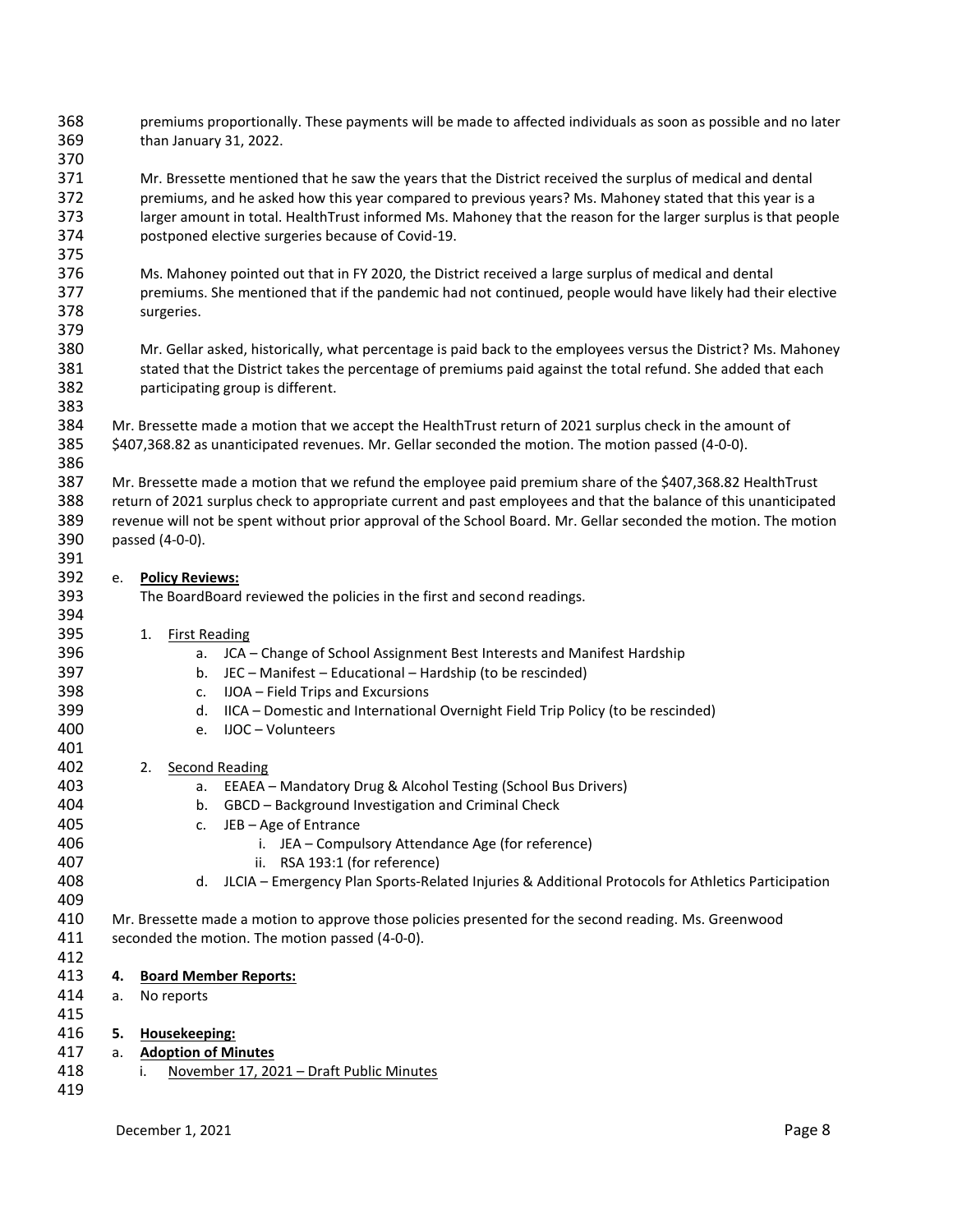premiums proportionally. These payments will be made to affected individuals as soon as possible and no later than January 31, 2022.

Mr. Bressette mentioned that he saw the years that the District received the surplus of medical and dental premiums, and he asked how this year compared to previous years? Ms. Mahoney stated that this year is a larger amount in total. HealthTrust informed Ms. Mahoney that the reason for the larger surplus is that people postponed elective surgeries because of Covid-19.

Ms. Mahoney pointed out that in FY 2020, the District received a large surplus of medical and dental premiums. She mentioned that if the pandemic had not continued, people would have likely had their elective surgeries.

Mr. Gellar asked, historically, what percentage is paid back to the employees versus the District? Ms. Mahoney stated that the District takes the percentage of premiums paid against the total refund. She added that each participating group is different.

Mr. Bressette made a motion that we accept the HealthTrust return of 2021 surplus check in the amount of $407,368.82 as unanticipated revenues. Mr. Gellar seconded the motion. The motion passed (4-0-0).

Mr. Bressette made a motion that we refund the employee paid premium share of the $407,368.82 HealthTrust return of 2021 surplus check to appropriate current and past employees and that the balance of this unanticipated revenue will not be spent without prior approval of the School Board. Mr. Gellar seconded the motion. The motion passed (4-0-0).

e. **Policy Reviews:**

The BoardBoard reviewed the policies in the first and second readings.

1. First Reading
   a. JCA – Change of School Assignment Best Interests and Manifest Hardship
   b. JEC – Manifest – Educational – Hardship (to be rescinded)
   c. IJOA – Field Trips and Excursions
   d. IICA – Domestic and International Overnight Field Trip Policy (to be rescinded)
   e. IJOC – Volunteers

2. Second Reading
   a. EEAEA – Mandatory Drug & Alcohol Testing (School Bus Drivers)
   b. GBCD – Background Investigation and Criminal Check
   c. JEB – Age of Entrance
      i. JEA – Compulsory Attendance Age (for reference)
      ii. RSA 193:1 (for reference)
   d. JLCIA – Emergency Plan Sports-Related Injuries & Additional Protocols for Athletics Participation

Mr. Bressette made a motion to approve those policies presented for the second reading. Ms. Greenwood seconded the motion. The motion passed (4-0-0).

**4. Board Member Reports:**

a. No reports

**5. Housekeeping:**

a. **Adoption of Minutes**
   i. November 17, 2021 – Draft Public Minutes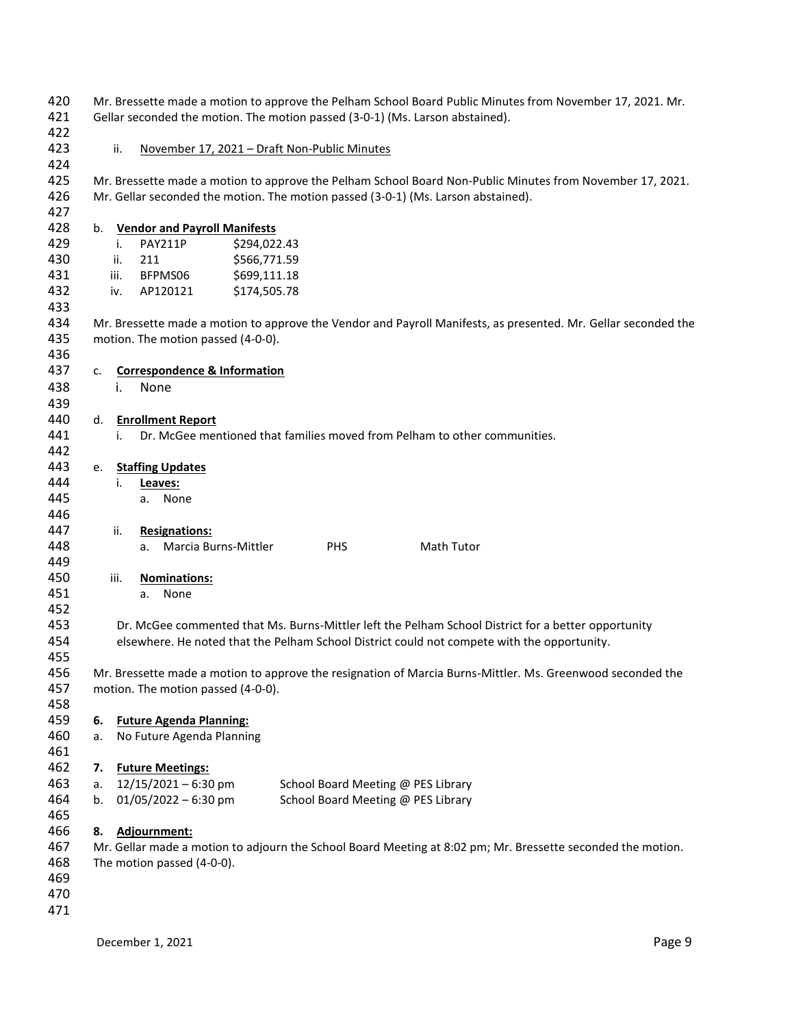Mr. Bressette made a motion to approve the Pelham School Board Public Minutes from November 17, 2021. Mr. Gellar seconded the motion. The motion passed (3-0-1) (Ms. Larson abstained).

ii. November 17, 2021 – Draft Non-Public Minutes

Mr. Bressette made a motion to approve the Pelham School Board Non-Public Minutes from November 17, 2021. Mr. Gellar seconded the motion. The motion passed (3-0-1) (Ms. Larson abstained).

b. **Vendor and Payroll Manifests**

| | | |
|---|---|---|
| i. | PAY211P | \$294,022.43 |
| ii. | 211 | \$566,771.59 |
| iii. | BFPMS06 | \$699,111.18 |
| iv. | AP120121 | \$174,505.78 |

Mr. Bressette made a motion to approve the Vendor and Payroll Manifests, as presented. Mr. Gellar seconded the motion. The motion passed (4-0-0).

c. **Correspondence & Information**

i. None

d. **Enrollment Report**

i. Dr. McGee mentioned that families moved from Pelham to other communities.

e. **Staffing Updates**

i. **Leaves:**

a. None

ii. **Resignations:**

a. Marcia Burns-Mittler PHS Math Tutor

iii. **Nominations:**

a. None

Dr. McGee commented that Ms. Burns-Mittler left the Pelham School District for a better opportunity elsewhere. He noted that the Pelham School District could not compete with the opportunity.

Mr. Bressette made a motion to approve the resignation of Marcia Burns-Mittler. Ms. Greenwood seconded the motion. The motion passed (4-0-0).

**6. Future Agenda Planning:**

a. No Future Agenda Planning

**7. Future Meetings:**

a. 12/15/2021 – 6:30 pm School Board Meeting @ PES Library
b. 01/05/2022 – 6:30 pm School Board Meeting @ PES Library

**8. Adjournment:**

Mr. Gellar made a motion to adjourn the School Board Meeting at 8:02 pm; Mr. Bressette seconded the motion. The motion passed (4-0-0).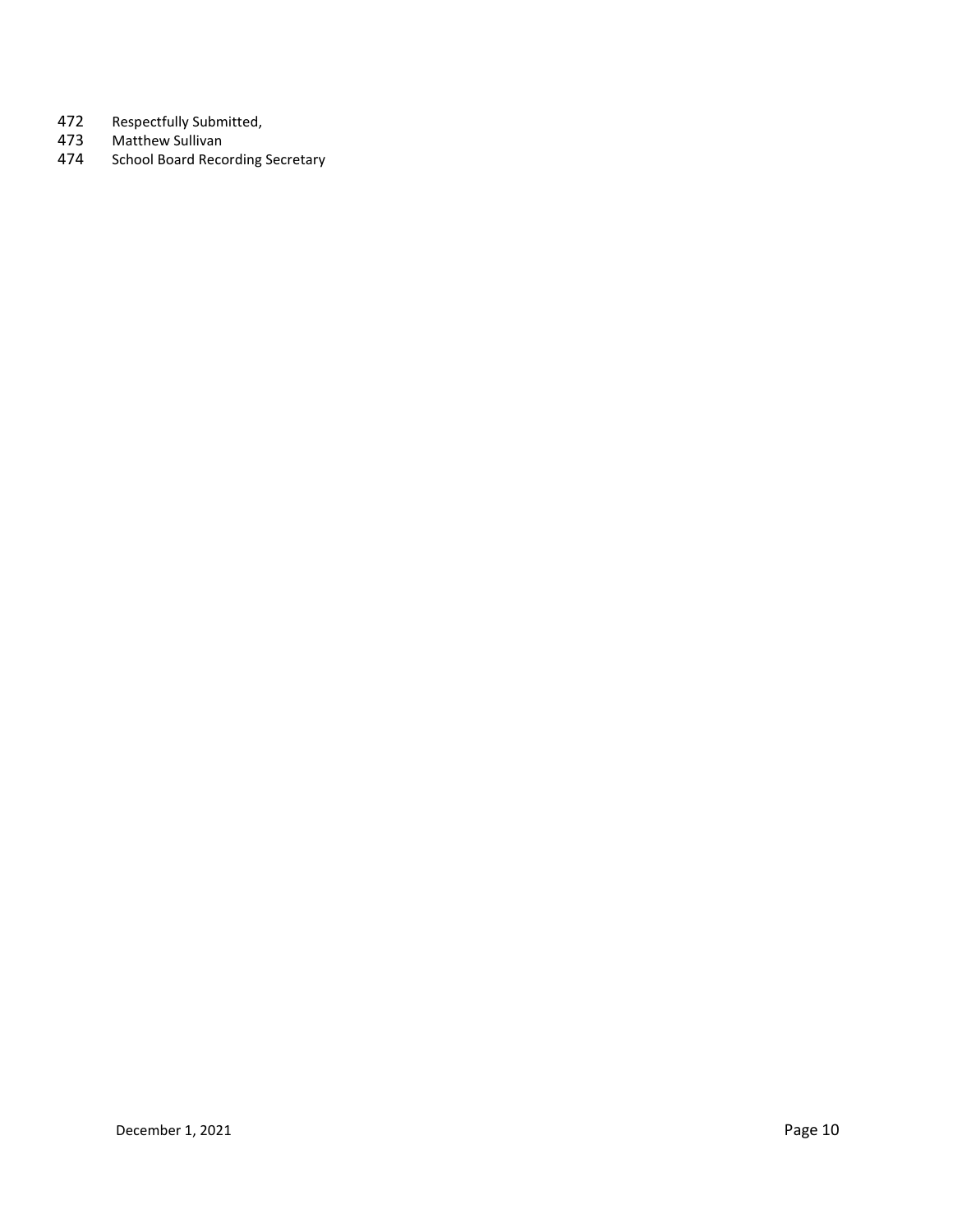Respectfully Submitted,
Matthew Sullivan
School Board Recording Secretary